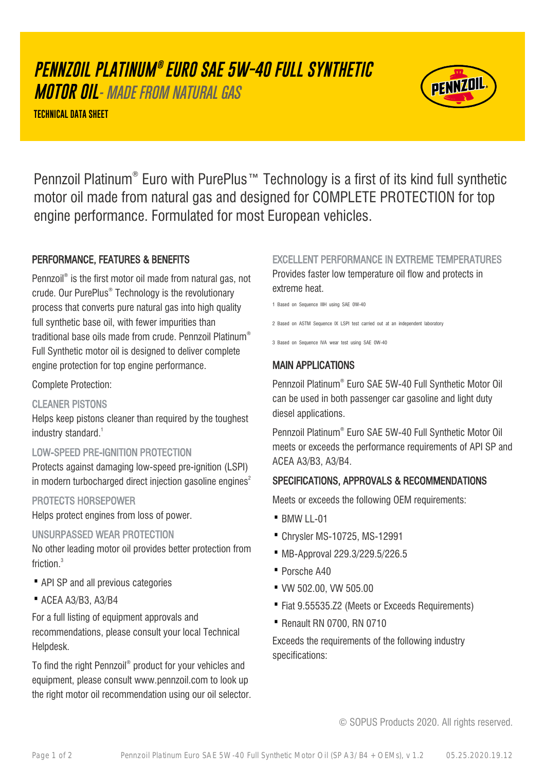# *PENNZOIL PLATINUM® EURO SAE 5W-40 FULL SYNTHETIC MOTOR OIL - MADE FROM NATURAL GAS*

**TECHNICAL DATA SHEET**

Pennzoil Platinum® Euro with PurePlus™ Technology is a first of its kind full synthetic motor oil made from natural gas and designed for COMPLETE PROTECTION for top engine performance. Formulated for most European vehicles.

## PERFORMANCE, FEATURES & BENEFITS

Pennzoil® is the first motor oil made from natural gas, not crude. Our PurePlus® Technology is the revolutionary process that converts pure natural gas into high quality full synthetic base oil, with fewer impurities than traditional base oils made from crude. Pennzoil Platinum® Full Synthetic motor oil is designed to deliver complete engine protection for top engine performance.

Complete Protection:

### CLEANER PISTONS

Helps keep pistons cleaner than required by the toughest industry standard.[1]

### LOW-SPEED PRE-IGNITION PROTECTION

Protects against damaging low-speed pre-ignition (LSPI) in modern turbocharged direct injection gasoline engines[2]

### PROTECTS HORSEPOWER

Helps protect engines from loss of power.

### UNSURPASSED WEAR PROTECTION

No other leading motor oil provides better protection from friction.[3]

- API SP and all previous categories
- ACEA A3/B3, A3/B4

For a full listing of equipment approvals and recommendations, please consult your local Technical Helpdesk.

To find the right Pennzoil® product for your vehicles and equipment, please consult www.pennzoil.com to look up the right motor oil recommendation using our oil selector.

### EXCELLENT PERFORMANCE IN EXTREME TEMPERATURES

Provides faster low temperature oil flow and protects in extreme heat.

1 Based on Sequence IIIH using SAE 0W-40

2 Based on ASTM Sequence IX LSPI test carried out at an independent laboratory

3 Based on Sequence IVA wear test using SAE 0W-40

## MAIN APPLICATIONS

Pennzoil Platinum® Euro SAE 5W-40 Full Synthetic Motor Oil can be used in both passenger car gasoline and light duty diesel applications.

Pennzoil Platinum® Euro SAE 5W-40 Full Synthetic Motor Oil meets or exceeds the performance requirements of API SP and ACEA A3/B3, A3/B4.

## SPECIFICATIONS, APPROVALS & RECOMMENDATIONS

Meets or exceeds the following OEM requirements:

- BMW LL-01
- Chrysler MS-10725, MS-12991
- MB-Approval 229.3/229.5/226.5
- Porsche A40
- VW 502.00, VW 505.00
- Fiat 9.55535.Z2 (Meets or Exceeds Requirements)
- Renault RN 0700, RN 0710

Exceeds the requirements of the following industry specifications:

© SOPUS Products 2020. All rights reserved.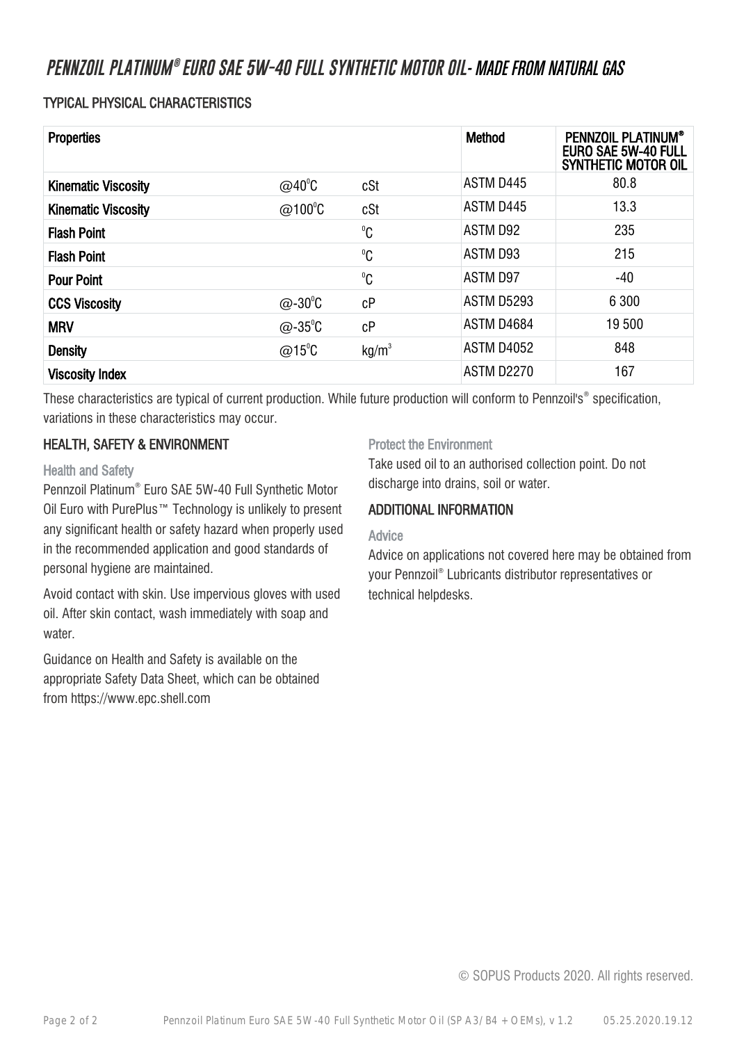# PENNZOIL PLATINUM® EURO SAE 5W-40 FULL SYNTHETIC MOTOR OIL- MADE FROM NATURAL GAS

## TYPICAL PHYSICAL CHARACTERISTICS

| Properties | | | Method | PENNZOIL PLATINUM® EURO SAE 5W-40 FULL SYNTHETIC MOTOR OIL |
|---|---|---|---|---|
| Kinematic Viscosity | @40°C | cSt | ASTM D445 | 80.8 |
| Kinematic Viscosity | @100°C | cSt | ASTM D445 | 13.3 |
| Flash Point | | °C | ASTM D92 | 235 |
| Flash Point | | °C | ASTM D93 | 215 |
| Pour Point | | °C | ASTM D97 | -40 |
| CCS Viscosity | @-30°C | cP | ASTM D5293 | 6 300 |
| MRV | @-35°C | cP | ASTM D4684 | 19 500 |
| Density | @15°C | $kg/m^3$ | ASTM D4052 | 848 |
| Viscosity Index | | | ASTM D2270 | 167 |

These characteristics are typical of current production. While future production will conform to Pennzoil's® specification, variations in these characteristics may occur.

## HEALTH, SAFETY & ENVIRONMENT

### Health and Safety

Pennzoil Platinum® Euro SAE 5W-40 Full Synthetic Motor Oil Euro with PurePlus™ Technology is unlikely to present any significant health or safety hazard when properly used in the recommended application and good standards of personal hygiene are maintained.

Avoid contact with skin. Use impervious gloves with used oil. After skin contact, wash immediately with soap and water.

Guidance on Health and Safety is available on the appropriate Safety Data Sheet, which can be obtained from https://www.epc.shell.com

### Protect the Environment

Take used oil to an authorised collection point. Do not discharge into drains, soil or water.

## ADDITIONAL INFORMATION

### Advice

Advice on applications not covered here may be obtained from your Pennzoil® Lubricants distributor representatives or technical helpdesks.

© SOPUS Products 2020. All rights reserved.